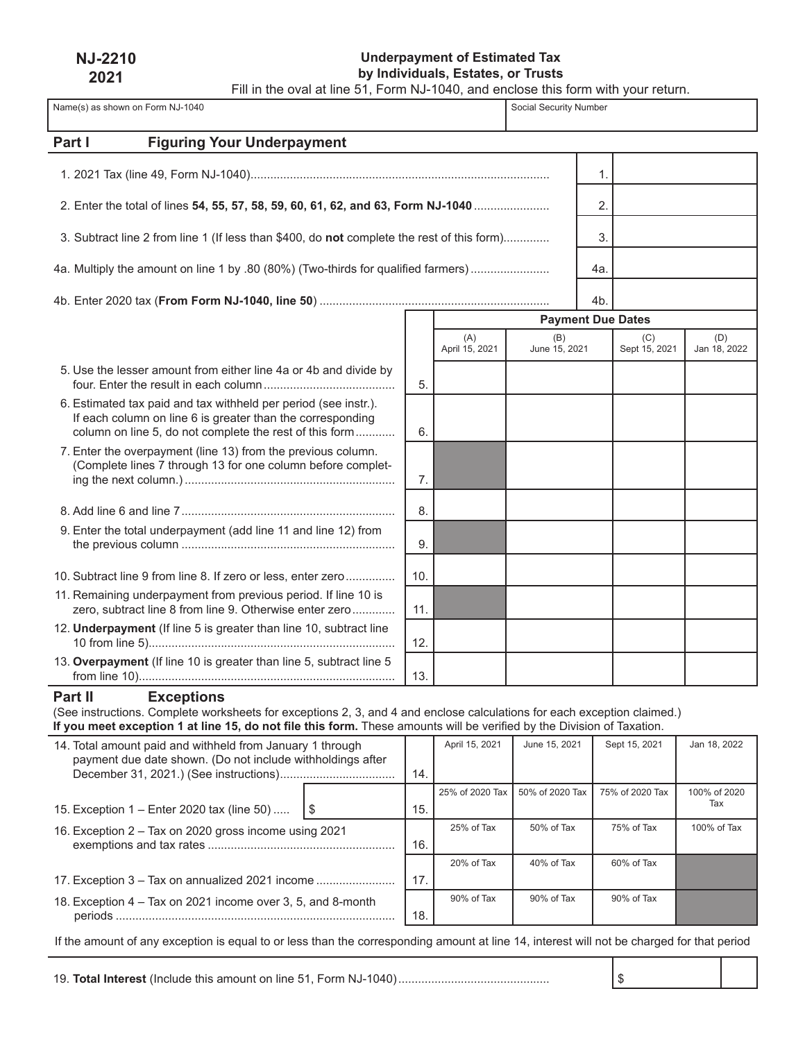**NJ-2210**
**2021**

## Underpayment of Estimated Tax by Individuals, Estates, or Trusts

Fill in the oval at line 51, Form NJ-1040, and enclose this form with your return.

| Name(s) as shown on Form NJ-1040 | Social Security Number |
|---|---|
| | |

## Part I Figuring Your Underpayment

| | | |
|---|---|---|
| 1. 2021 Tax (line 49, Form NJ-1040) | 1. | |
| 2. Enter the total of lines **54, 55, 57, 58, 59, 60, 61, 62, and 63, Form NJ-1040** | 2. | |
| 3. Subtract line 2 from line 1 (If less than $400, do **not** complete the rest of this form) | 3. | |
| 4a. Multiply the amount on line 1 by .80 (80%) (Two-thirds for qualified farmers) | 4a. | |
| 4b. Enter 2020 tax (**From Form NJ-1040, line 50**) | 4b. | |

| | | Payment Due Dates | | | |
|---|---|---|---|---|---|
| | | (A) April 15, 2021 | (B) June 15, 2021 | (C) Sept 15, 2021 | (D) Jan 18, 2022 |
| 5. Use the lesser amount from either line 4a or 4b and divide by four. Enter the result in each column | 5. | | | | |
| 6. Estimated tax paid and tax withheld per period (see instr.). If each column on line 6 is greater than the corresponding column on line 5, do not complete the rest of this form | 6. | | | | |
| 7. Enter the overpayment (line 13) from the previous column. (Complete lines 7 through 13 for one column before completing the next column.) | 7. | | | | |
| 8. Add line 6 and line 7 | 8. | | | | |
| 9. Enter the total underpayment (add line 11 and line 12) from the previous column | 9. | | | | |
| 10. Subtract line 9 from line 8. If zero or less, enter zero | 10. | | | | |
| 11. Remaining underpayment from previous period. If line 10 is zero, subtract line 8 from line 9. Otherwise enter zero | 11. | | | | |
| 12. **Underpayment** (If line 5 is greater than line 10, subtract line 10 from line 5) | 12. | | | | |
| 13. **Overpayment** (If line 10 is greater than line 5, subtract line 5 from line 10) | 13. | | | | |

## Part II Exceptions

(See instructions. Complete worksheets for exceptions 2, 3, and 4 and enclose calculations for each exception claimed.)
**If you meet exception 1 at line 15, do not file this form.** These amounts will be verified by the Division of Taxation.

| | | | April 15, 2021 | June 15, 2021 | Sept 15, 2021 | Jan 18, 2022 |
|---|---|---|---|---|---|---|
| 14. Total amount paid and withheld from January 1 through payment due date shown. (Do not include withholdings after December 31, 2021.) (See instructions) | | 14. | | | | |
| 15. Exception 1 – Enter 2020 tax (line 50) | $ | 15. | 25% of 2020 Tax | 50% of 2020 Tax | 75% of 2020 Tax | 100% of 2020 Tax |
| 16. Exception 2 – Tax on 2020 gross income using 2021 exemptions and tax rates | | 16. | 25% of Tax | 50% of Tax | 75% of Tax | 100% of Tax |
| 17. Exception 3 – Tax on annualized 2021 income | | 17. | 20% of Tax | 40% of Tax | 60% of Tax | |
| 18. Exception 4 – Tax on 2021 income over 3, 5, and 8-month periods | | 18. | 90% of Tax | 90% of Tax | 90% of Tax | |

If the amount of any exception is equal to or less than the corresponding amount at line 14, interest will not be charged for that period

| | | |
|---|---|---|
| 19. **Total Interest** (Include this amount on line 51, Form NJ-1040) | $ | |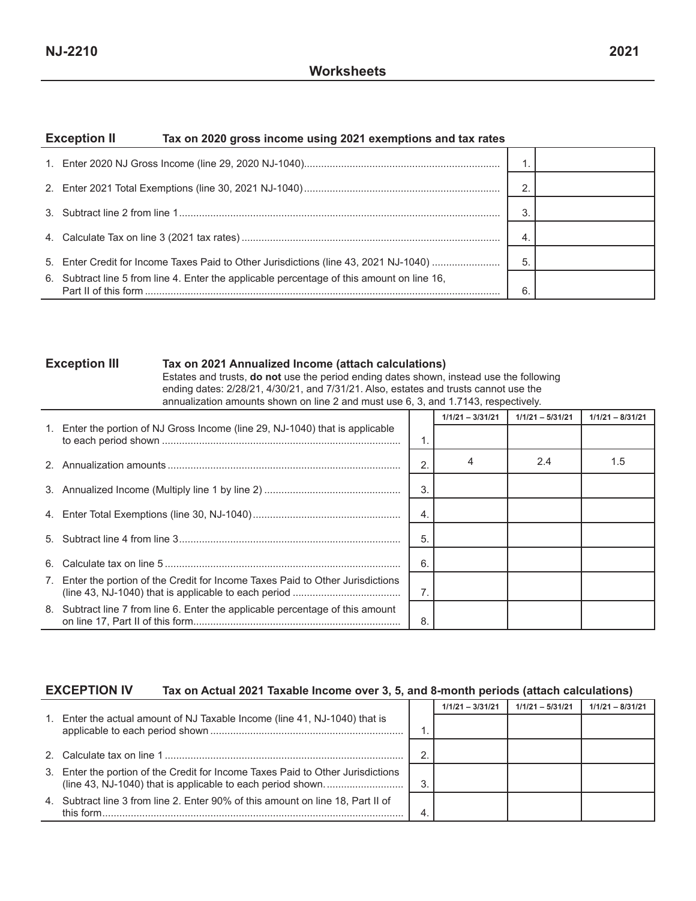**NJ-2210** **2021**

## Worksheets

### Exception II — Tax on 2020 gross income using 2021 exemptions and tax rates

| | | |
|---|---|---|
| 1. Enter 2020 NJ Gross Income (line 29, 2020 NJ-1040) | 1. | |
| 2. Enter 2021 Total Exemptions (line 30, 2021 NJ-1040) | 2. | |
| 3. Subtract line 2 from line 1 | 3. | |
| 4. Calculate Tax on line 3 (2021 tax rates) | 4. | |
| 5. Enter Credit for Income Taxes Paid to Other Jurisdictions (line 43, 2021 NJ-1040) | 5. | |
| 6. Subtract line 5 from line 4. Enter the applicable percentage of this amount on line 16, Part II of this form | 6. | |

### Exception III — Tax on 2021 Annualized Income (attach calculations)

Estates and trusts, **do not** use the period ending dates shown, instead use the following ending dates: 2/28/21, 4/30/21, and 7/31/21. Also, estates and trusts cannot use the annualization amounts shown on line 2 and must use 6, 3, and 1.7143, respectively.

| | | 1/1/21 – 3/31/21 | 1/1/21 – 5/31/21 | 1/1/21 – 8/31/21 |
|---|---|---|---|---|
| 1. Enter the portion of NJ Gross Income (line 29, NJ-1040) that is applicable to each period shown | 1. | | | |
| 2. Annualization amounts | 2. | 4 | 2.4 | 1.5 |
| 3. Annualized Income (Multiply line 1 by line 2) | 3. | | | |
| 4. Enter Total Exemptions (line 30, NJ-1040) | 4. | | | |
| 5. Subtract line 4 from line 3 | 5. | | | |
| 6. Calculate tax on line 5 | 6. | | | |
| 7. Enter the portion of the Credit for Income Taxes Paid to Other Jurisdictions (line 43, NJ-1040) that is applicable to each period | 7. | | | |
| 8. Subtract line 7 from line 6. Enter the applicable percentage of this amount on line 17, Part II of this form | 8. | | | |

### EXCEPTION IV — Tax on Actual 2021 Taxable Income over 3, 5, and 8-month periods (attach calculations)

| | | 1/1/21 – 3/31/21 | 1/1/21 – 5/31/21 | 1/1/21 – 8/31/21 |
|---|---|---|---|---|
| 1. Enter the actual amount of NJ Taxable Income (line 41, NJ-1040) that is applicable to each period shown | 1. | | | |
| 2. Calculate tax on line 1 | 2. | | | |
| 3. Enter the portion of the Credit for Income Taxes Paid to Other Jurisdictions (line 43, NJ-1040) that is applicable to each period shown. | 3. | | | |
| 4. Subtract line 3 from line 2. Enter 90% of this amount on line 18, Part II of this form | 4. | | | |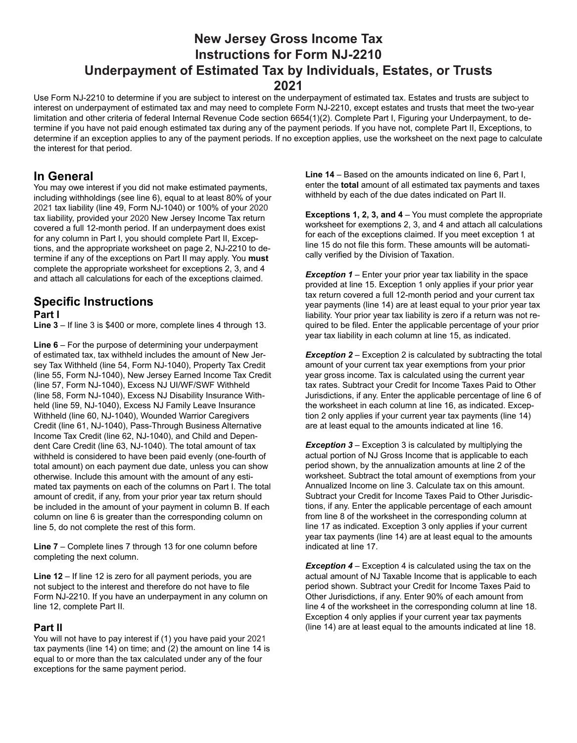# New Jersey Gross Income Tax
# Instructions for Form NJ-2210
# Underpayment of Estimated Tax by Individuals, Estates, or Trusts
# 2021

Use Form NJ-2210 to determine if you are subject to interest on the underpayment of estimated tax. Estates and trusts are subject to interest on underpayment of estimated tax and may need to complete Form NJ-2210, except estates and trusts that meet the two-year limitation and other criteria of federal Internal Revenue Code section 6654(1)(2). Complete Part I, Figuring your Underpayment, to determine if you have not paid enough estimated tax during any of the payment periods. If you have not, complete Part II, Exceptions, to determine if an exception applies to any of the payment periods. If no exception applies, use the worksheet on the next page to calculate the interest for that period.

## In General

You may owe interest if you did not make estimated payments, including withholdings (see line 6), equal to at least 80% of your 2021 tax liability (line 49, Form NJ-1040) or 100% of your 2020 tax liability, provided your 2020 New Jersey Income Tax return covered a full 12-month period. If an underpayment does exist for any column in Part I, you should complete Part II, Exceptions, and the appropriate worksheet on page 2, NJ-2210 to determine if any of the exceptions on Part II may apply. You **must** complete the appropriate worksheet for exceptions 2, 3, and 4 and attach all calculations for each of the exceptions claimed.

## Specific Instructions

### Part I

**Line 3** – If line 3 is $400 or more, complete lines 4 through 13.

**Line 6** – For the purpose of determining your underpayment of estimated tax, tax withheld includes the amount of New Jersey Tax Withheld (line 54, Form NJ-1040), Property Tax Credit (line 55, Form NJ-1040), New Jersey Earned Income Tax Credit (line 57, Form NJ-1040), Excess NJ UI/WF/SWF Withheld (line 58, Form NJ-1040), Excess NJ Disability Insurance Withheld (line 59, NJ-1040), Excess NJ Family Leave Insurance Withheld (line 60, NJ-1040), Wounded Warrior Caregivers Credit (line 61, NJ-1040), Pass-Through Business Alternative Income Tax Credit (line 62, NJ-1040), and Child and Dependent Care Credit (line 63, NJ-1040). The total amount of tax withheld is considered to have been paid evenly (one-fourth of total amount) on each payment due date, unless you can show otherwise. Include this amount with the amount of any estimated tax payments on each of the columns on Part I. The total amount of credit, if any, from your prior year tax return should be included in the amount of your payment in column B. If each column on line 6 is greater than the corresponding column on line 5, do not complete the rest of this form.

**Line 7** – Complete lines 7 through 13 for one column before completing the next column.

**Line 12** – If line 12 is zero for all payment periods, you are not subject to the interest and therefore do not have to file Form NJ-2210. If you have an underpayment in any column on line 12, complete Part II.

### Part II

You will not have to pay interest if (1) you have paid your 2021 tax payments (line 14) on time; and (2) the amount on line 14 is equal to or more than the tax calculated under any of the four exceptions for the same payment period.

**Line 14** – Based on the amounts indicated on line 6, Part I, enter the **total** amount of all estimated tax payments and taxes withheld by each of the due dates indicated on Part II.

**Exceptions 1, 2, 3, and 4** – You must complete the appropriate worksheet for exemptions 2, 3, and 4 and attach all calculations for each of the exceptions claimed. If you meet exception 1 at line 15 do not file this form. These amounts will be automatically verified by the Division of Taxation.

***Exception 1*** – Enter your prior year tax liability in the space provided at line 15. Exception 1 only applies if your prior year tax return covered a full 12-month period and your current tax year payments (line 14) are at least equal to your prior year tax liability. Your prior year tax liability is zero if a return was not required to be filed. Enter the applicable percentage of your prior year tax liability in each column at line 15, as indicated.

***Exception 2*** – Exception 2 is calculated by subtracting the total amount of your current tax year exemptions from your prior year gross income. Tax is calculated using the current year tax rates. Subtract your Credit for Income Taxes Paid to Other Jurisdictions, if any. Enter the applicable percentage of line 6 of the worksheet in each column at line 16, as indicated. Exception 2 only applies if your current year tax payments (line 14) are at least equal to the amounts indicated at line 16.

***Exception 3*** – Exception 3 is calculated by multiplying the actual portion of NJ Gross Income that is applicable to each period shown, by the annualization amounts at line 2 of the worksheet. Subtract the total amount of exemptions from your Annualized Income on line 3. Calculate tax on this amount. Subtract your Credit for Income Taxes Paid to Other Jurisdictions, if any. Enter the applicable percentage of each amount from line 8 of the worksheet in the corresponding column at line 17 as indicated. Exception 3 only applies if your current year tax payments (line 14) are at least equal to the amounts indicated at line 17.

***Exception 4*** – Exception 4 is calculated using the tax on the actual amount of NJ Taxable Income that is applicable to each period shown. Subtract your Credit for Income Taxes Paid to Other Jurisdictions, if any. Enter 90% of each amount from line 4 of the worksheet in the corresponding column at line 18. Exception 4 only applies if your current year tax payments (line 14) are at least equal to the amounts indicated at line 18.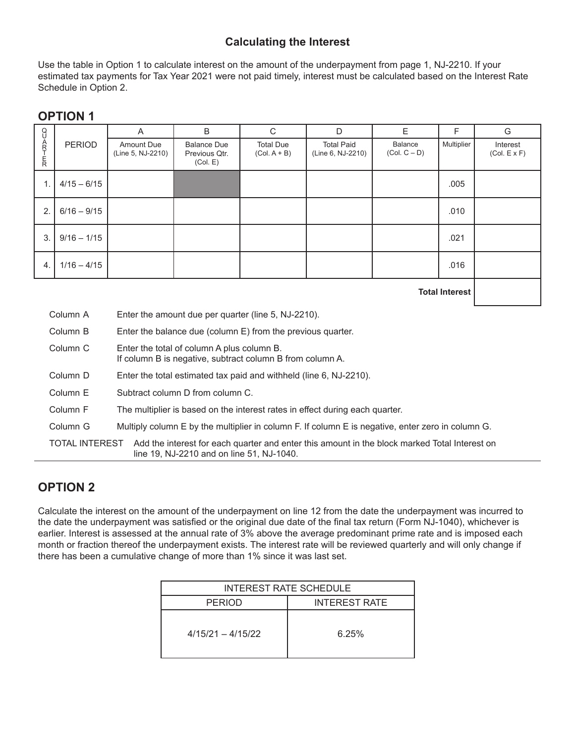## Calculating the Interest

Use the table in Option 1 to calculate interest on the amount of the underpayment from page 1, NJ-2210. If your estimated tax payments for Tax Year 2021 were not paid timely, interest must be calculated based on the Interest Rate Schedule in Option 2.

## OPTION 1

| QUARTER | PERIOD | A<br>Amount Due<br>(Line 5, NJ-2210) | B<br>Balance Due<br>Previous Qtr.<br>(Col. E) | C<br>Total Due<br>(Col. A + B) | D<br>Total Paid<br>(Line 6, NJ-2210) | E<br>Balance<br>(Col. C – D) | F<br>Multiplier | G<br>Interest<br>(Col. E x F) |
|---|---|---|---|---|---|---|---|---|
| 1. | 4/15 – 6/15 | | | | | | .005 | |
| 2. | 6/16 – 9/15 | | | | | | .010 | |
| 3. | 9/16 – 1/15 | | | | | | .021 | |
| 4. | 1/16 – 4/15 | | | | | | .016 | |
| | | | | | | | **Total Interest** | |

Column A — Enter the amount due per quarter (line 5, NJ-2210).

Column B — Enter the balance due (column E) from the previous quarter.

Column C — Enter the total of column A plus column B. If column B is negative, subtract column B from column A.

Column D — Enter the total estimated tax paid and withheld (line 6, NJ-2210).

Column E — Subtract column D from column C.

Column F — The multiplier is based on the interest rates in effect during each quarter.

Column G — Multiply column E by the multiplier in column F. If column E is negative, enter zero in column G.

TOTAL INTEREST — Add the interest for each quarter and enter this amount in the block marked Total Interest on line 19, NJ-2210 and on line 51, NJ-1040.

## OPTION 2

Calculate the interest on the amount of the underpayment on line 12 from the date the underpayment was incurred to the date the underpayment was satisfied or the original due date of the final tax return (Form NJ-1040), whichever is earlier. Interest is assessed at the annual rate of 3% above the average predominant prime rate and is imposed each month or fraction thereof the underpayment exists. The interest rate will be reviewed quarterly and will only change if there has been a cumulative change of more than 1% since it was last set.

| INTEREST RATE SCHEDULE | |
|---|---|
| PERIOD | INTEREST RATE |
| 4/15/21 – 4/15/22 | 6.25% |